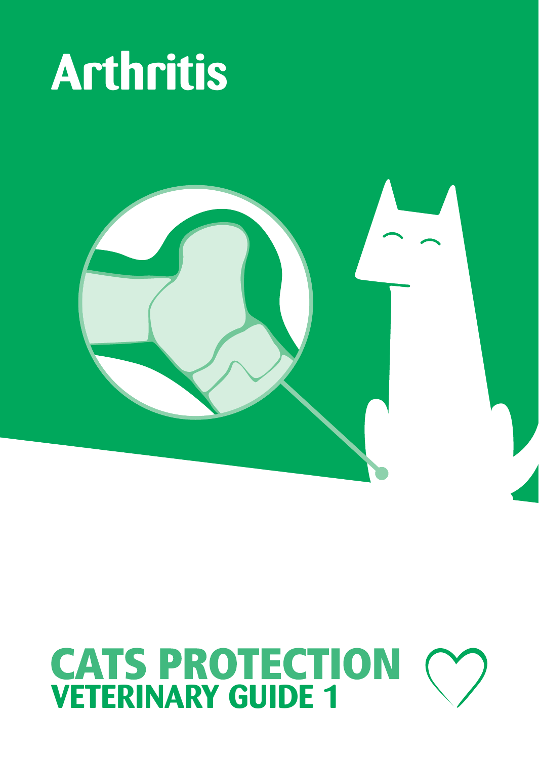# Arthritis

**CATS PROTECTION**
**VETERINARY GUIDE 1**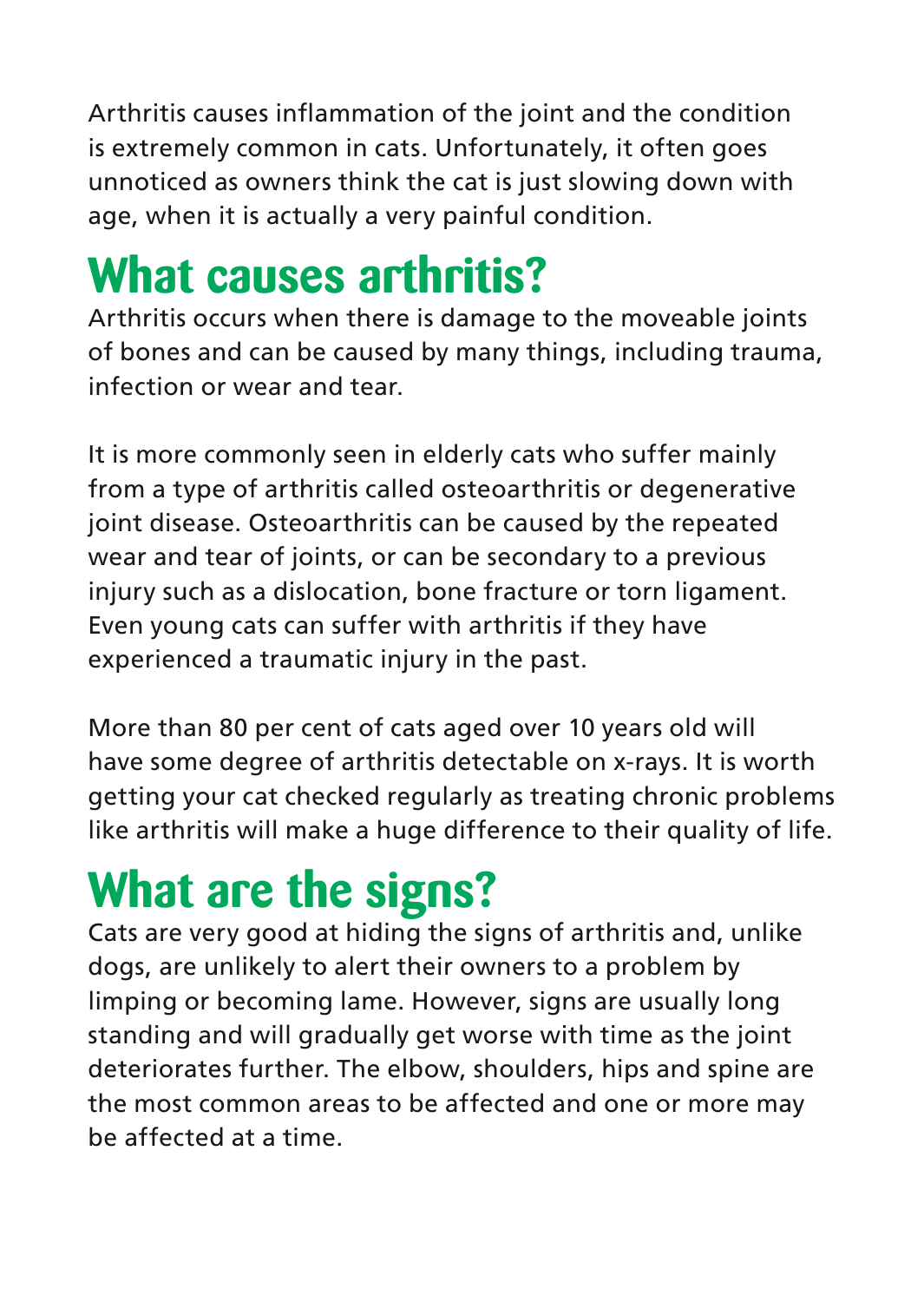Arthritis causes inflammation of the joint and the condition is extremely common in cats. Unfortunately, it often goes unnoticed as owners think the cat is just slowing down with age, when it is actually a very painful condition.

## What causes arthritis?

Arthritis occurs when there is damage to the moveable joints of bones and can be caused by many things, including trauma, infection or wear and tear.

It is more commonly seen in elderly cats who suffer mainly from a type of arthritis called osteoarthritis or degenerative joint disease. Osteoarthritis can be caused by the repeated wear and tear of joints, or can be secondary to a previous injury such as a dislocation, bone fracture or torn ligament. Even young cats can suffer with arthritis if they have experienced a traumatic injury in the past.

More than 80 per cent of cats aged over 10 years old will have some degree of arthritis detectable on x-rays. It is worth getting your cat checked regularly as treating chronic problems like arthritis will make a huge difference to their quality of life.

## What are the signs?

Cats are very good at hiding the signs of arthritis and, unlike dogs, are unlikely to alert their owners to a problem by limping or becoming lame. However, signs are usually long standing and will gradually get worse with time as the joint deteriorates further. The elbow, shoulders, hips and spine are the most common areas to be affected and one or more may be affected at a time.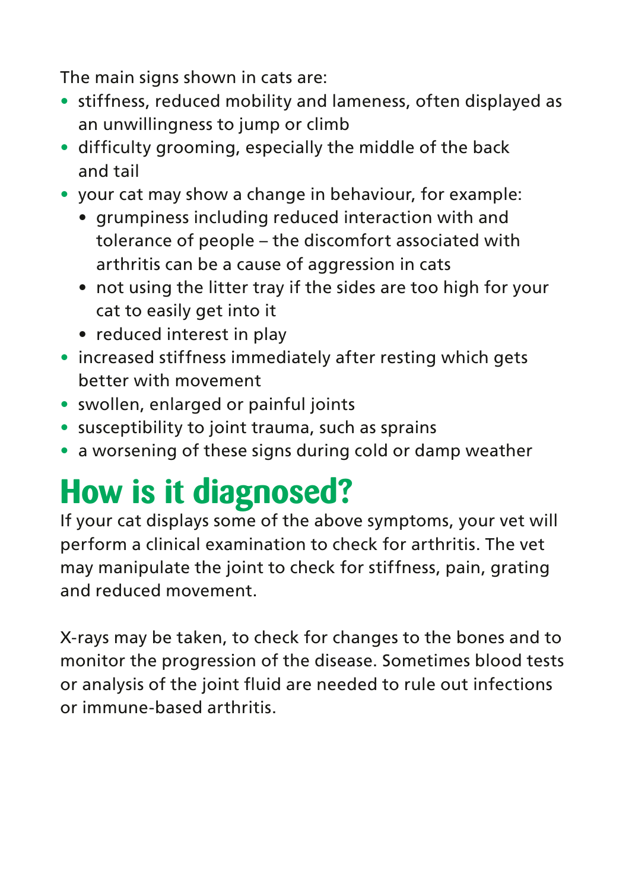The main signs shown in cats are:

- stiffness, reduced mobility and lameness, often displayed as an unwillingness to jump or climb
- difficulty grooming, especially the middle of the back and tail
- your cat may show a change in behaviour, for example:
  - grumpiness including reduced interaction with and tolerance of people – the discomfort associated with arthritis can be a cause of aggression in cats
  - not using the litter tray if the sides are too high for your cat to easily get into it
  - reduced interest in play
- increased stiffness immediately after resting which gets better with movement
- swollen, enlarged or painful joints
- susceptibility to joint trauma, such as sprains
- a worsening of these signs during cold or damp weather

# How is it diagnosed?

If your cat displays some of the above symptoms, your vet will perform a clinical examination to check for arthritis. The vet may manipulate the joint to check for stiffness, pain, grating and reduced movement.

X-rays may be taken, to check for changes to the bones and to monitor the progression of the disease. Sometimes blood tests or analysis of the joint fluid are needed to rule out infections or immune-based arthritis.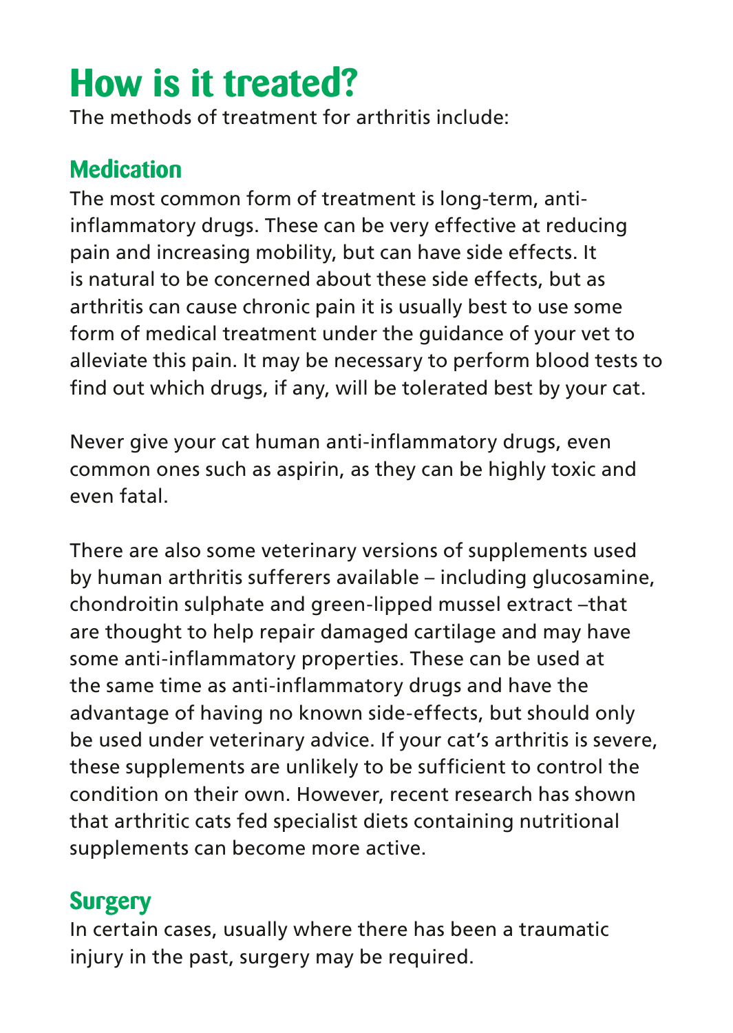# How is it treated?

The methods of treatment for arthritis include:

## Medication

The most common form of treatment is long-term, anti-inflammatory drugs. These can be very effective at reducing pain and increasing mobility, but can have side effects. It is natural to be concerned about these side effects, but as arthritis can cause chronic pain it is usually best to use some form of medical treatment under the guidance of your vet to alleviate this pain. It may be necessary to perform blood tests to find out which drugs, if any, will be tolerated best by your cat.

Never give your cat human anti-inflammatory drugs, even common ones such as aspirin, as they can be highly toxic and even fatal.

There are also some veterinary versions of supplements used by human arthritis sufferers available – including glucosamine, chondroitin sulphate and green-lipped mussel extract –that are thought to help repair damaged cartilage and may have some anti-inflammatory properties. These can be used at the same time as anti-inflammatory drugs and have the advantage of having no known side-effects, but should only be used under veterinary advice. If your cat's arthritis is severe, these supplements are unlikely to be sufficient to control the condition on their own. However, recent research has shown that arthritic cats fed specialist diets containing nutritional supplements can become more active.

## Surgery

In certain cases, usually where there has been a traumatic injury in the past, surgery may be required.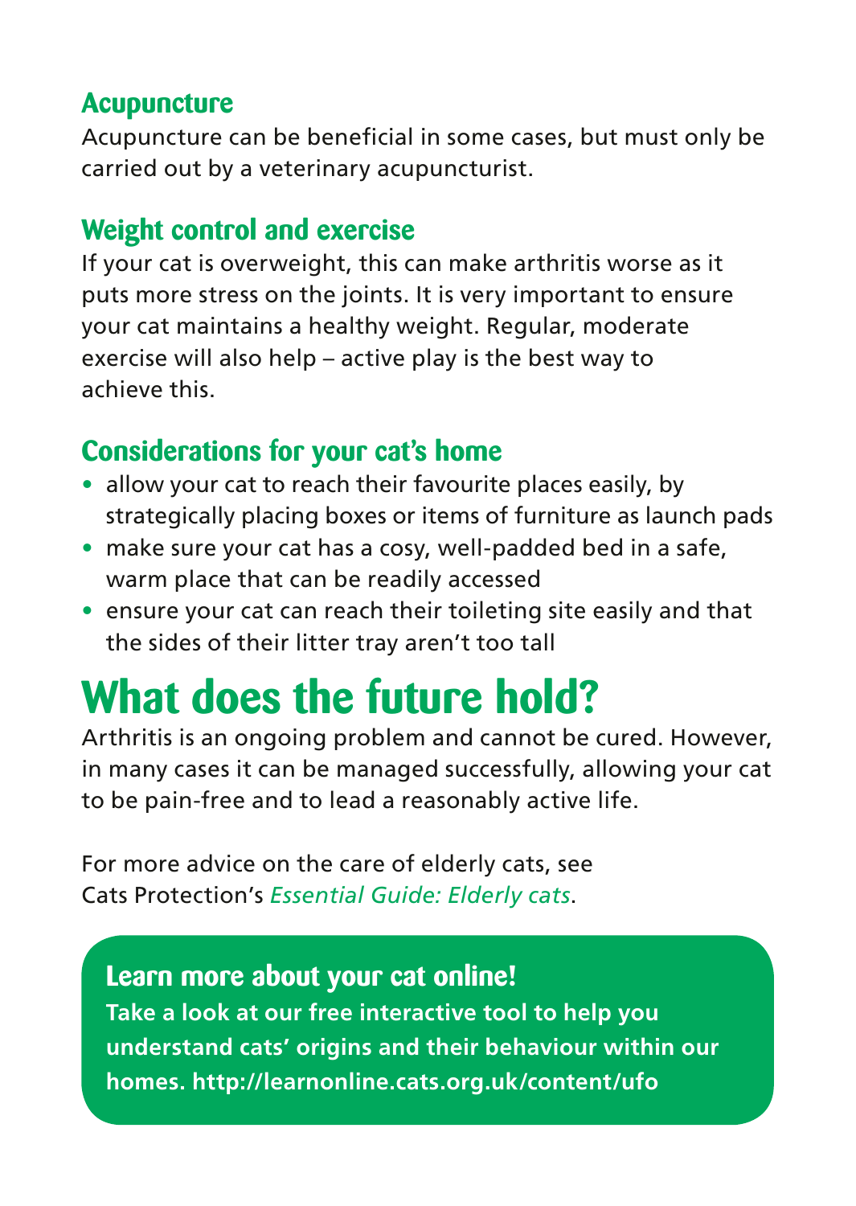### Acupuncture

Acupuncture can be beneficial in some cases, but must only be carried out by a veterinary acupuncturist.

### Weight control and exercise

If your cat is overweight, this can make arthritis worse as it puts more stress on the joints. It is very important to ensure your cat maintains a healthy weight. Regular, moderate exercise will also help – active play is the best way to achieve this.

### Considerations for your cat's home

- allow your cat to reach their favourite places easily, by strategically placing boxes or items of furniture as launch pads
- make sure your cat has a cosy, well-padded bed in a safe, warm place that can be readily accessed
- ensure your cat can reach their toileting site easily and that the sides of their litter tray aren't too tall

## What does the future hold?

Arthritis is an ongoing problem and cannot be cured. However, in many cases it can be managed successfully, allowing your cat to be pain-free and to lead a reasonably active life.

For more advice on the care of elderly cats, see Cats Protection's *Essential Guide: Elderly cats*.

### Learn more about your cat online!

**Take a look at our free interactive tool to help you understand cats' origins and their behaviour within our homes. http://learnonline.cats.org.uk/content/ufo**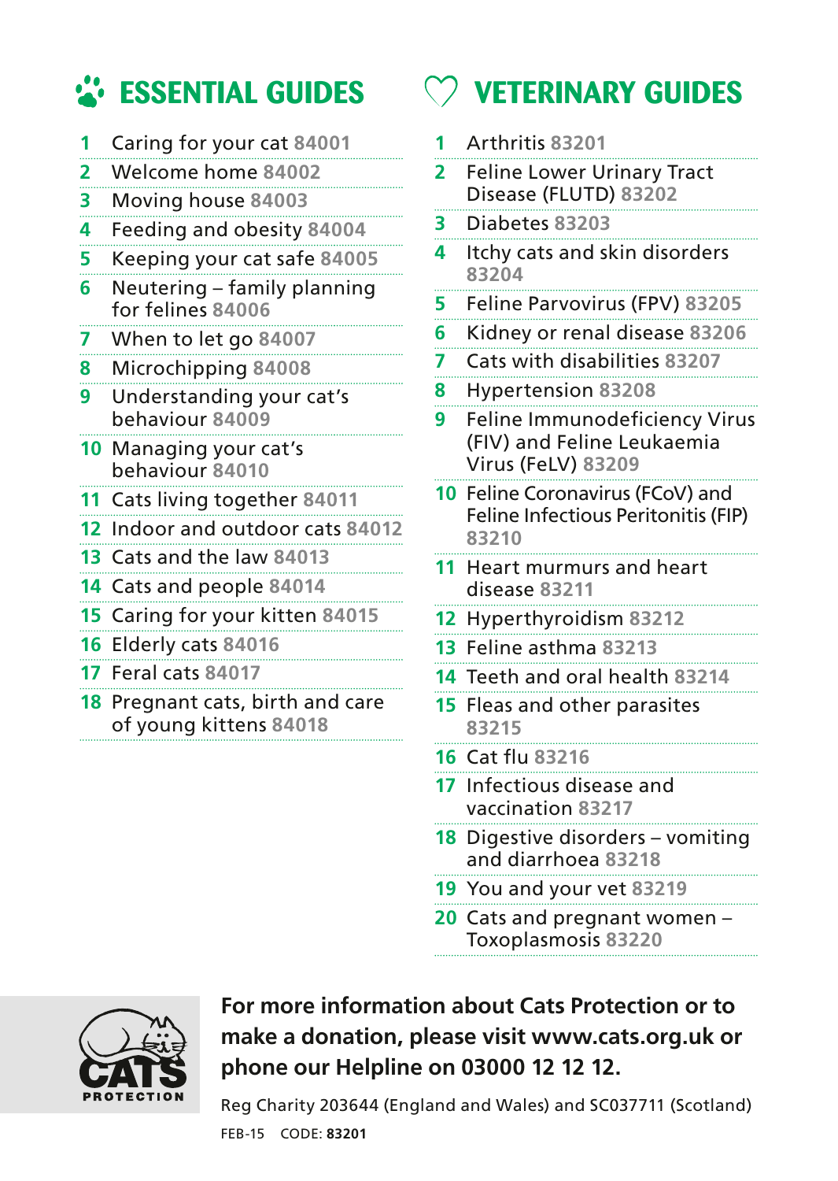## ESSENTIAL GUIDES

1. Caring for your cat 84001
2. Welcome home 84002
3. Moving house 84003
4. Feeding and obesity 84004
5. Keeping your cat safe 84005
6. Neutering – family planning for felines 84006
7. When to let go 84007
8. Microchipping 84008
9. Understanding your cat's behaviour 84009
10. Managing your cat's behaviour 84010
11. Cats living together 84011
12. Indoor and outdoor cats 84012
13. Cats and the law 84013
14. Cats and people 84014
15. Caring for your kitten 84015
16. Elderly cats 84016
17. Feral cats 84017
18. Pregnant cats, birth and care of young kittens 84018

## VETERINARY GUIDES

1. Arthritis 83201
2. Feline Lower Urinary Tract Disease (FLUTD) 83202
3. Diabetes 83203
4. Itchy cats and skin disorders 83204
5. Feline Parvovirus (FPV) 83205
6. Kidney or renal disease 83206
7. Cats with disabilities 83207
8. Hypertension 83208
9. Feline Immunodeficiency Virus (FIV) and Feline Leukaemia Virus (FeLV) 83209
10. Feline Coronavirus (FCoV) and Feline Infectious Peritonitis (FIP) 83210
11. Heart murmurs and heart disease 83211
12. Hyperthyroidism 83212
13. Feline asthma 83213
14. Teeth and oral health 83214
15. Fleas and other parasites 83215
16. Cat flu 83216
17. Infectious disease and vaccination 83217
18. Digestive disorders – vomiting and diarrhoea 83218
19. You and your vet 83219
20. Cats and pregnant women – Toxoplasmosis 83220

CATS PROTECTION

**For more information about Cats Protection or to make a donation, please visit www.cats.org.uk or phone our Helpline on 03000 12 12 12.**

Reg Charity 203644 (England and Wales) and SC037711 (Scotland)

FEB-15 CODE: **83201**